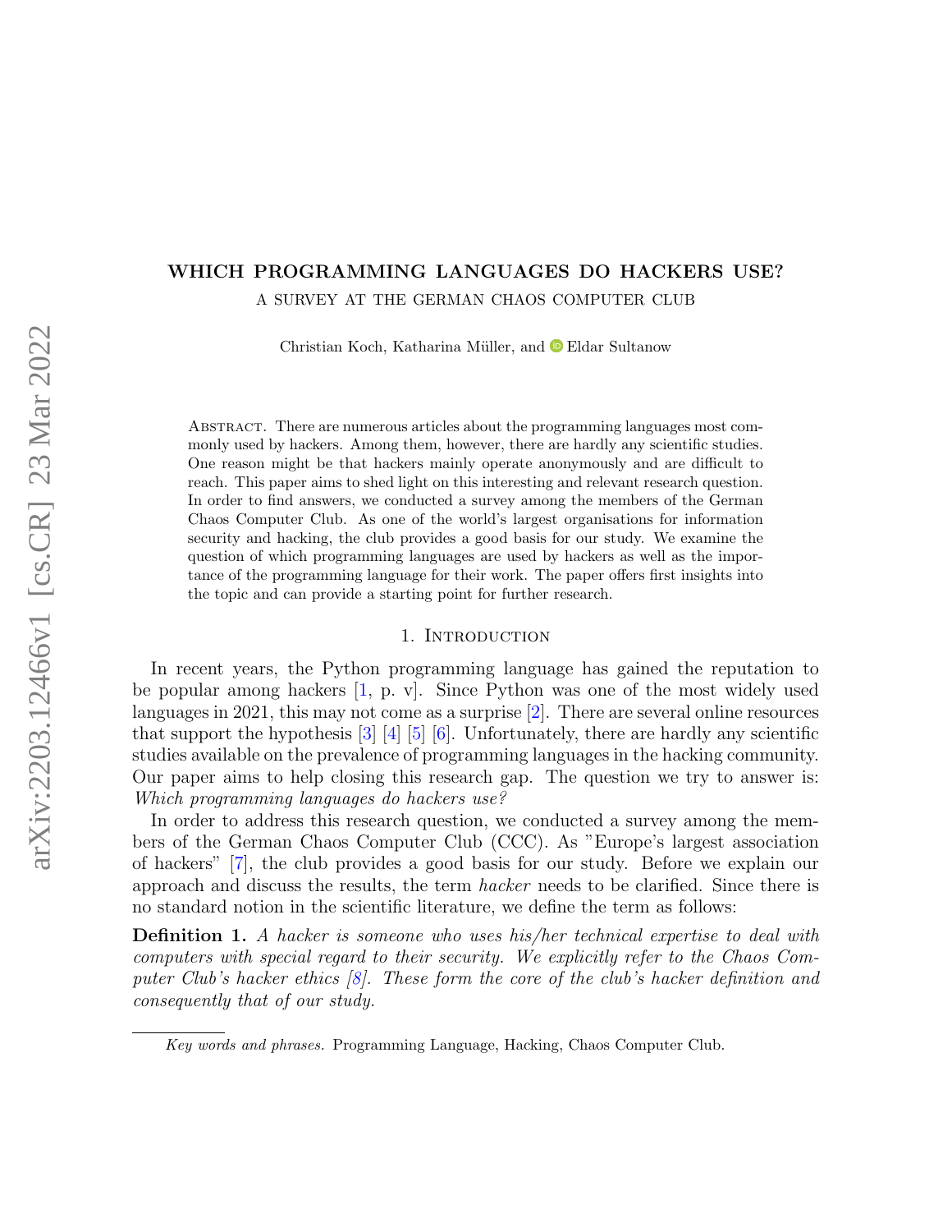# WHICH PROGRAMMING LANGUAGES DO HACKERS USE?

A SURVEY AT THE GERMAN CHAOS COMPUTER CLUB

Christian Koch, Katharina Müller, and Eldar Sultanow

Abstract. There are numerous articles about the programming languages most commonly used by hackers. Among them, however, there are hardly any scientific studies. One reason might be that hackers mainly operate anonymously and are difficult to reach. This paper aims to shed light on this interesting and relevant research question. In order to find answers, we conducted a survey among the members of the German Chaos Computer Club. As one of the world's largest organisations for information security and hacking, the club provides a good basis for our study. We examine the question of which programming languages are used by hackers as well as the importance of the programming language for their work. The paper offers first insights into the topic and can provide a starting point for further research.

## 1. Introduction

In recent years, the Python programming language has gained the reputation to be popular among hackers [1, p. v]. Since Python was one of the most widely used languages in 2021, this may not come as a surprise [2]. There are several online resources that support the hypothesis [3] [4] [5] [6]. Unfortunately, there are hardly any scientific studies available on the prevalence of programming languages in the hacking community. Our paper aims to help closing this research gap. The question we try to answer is: *Which programming languages do hackers use?*

In order to address this research question, we conducted a survey among the members of the German Chaos Computer Club (CCC). As "Europe's largest association of hackers" [7], the club provides a good basis for our study. Before we explain our approach and discuss the results, the term *hacker* needs to be clarified. Since there is no standard notion in the scientific literature, we define the term as follows:

**Definition 1.** *A hacker is someone who uses his/her technical expertise to deal with computers with special regard to their security. We explicitly refer to the Chaos Computer Club's hacker ethics [8]. These form the core of the club's hacker definition and consequently that of our study.*

*Key words and phrases.* Programming Language, Hacking, Chaos Computer Club.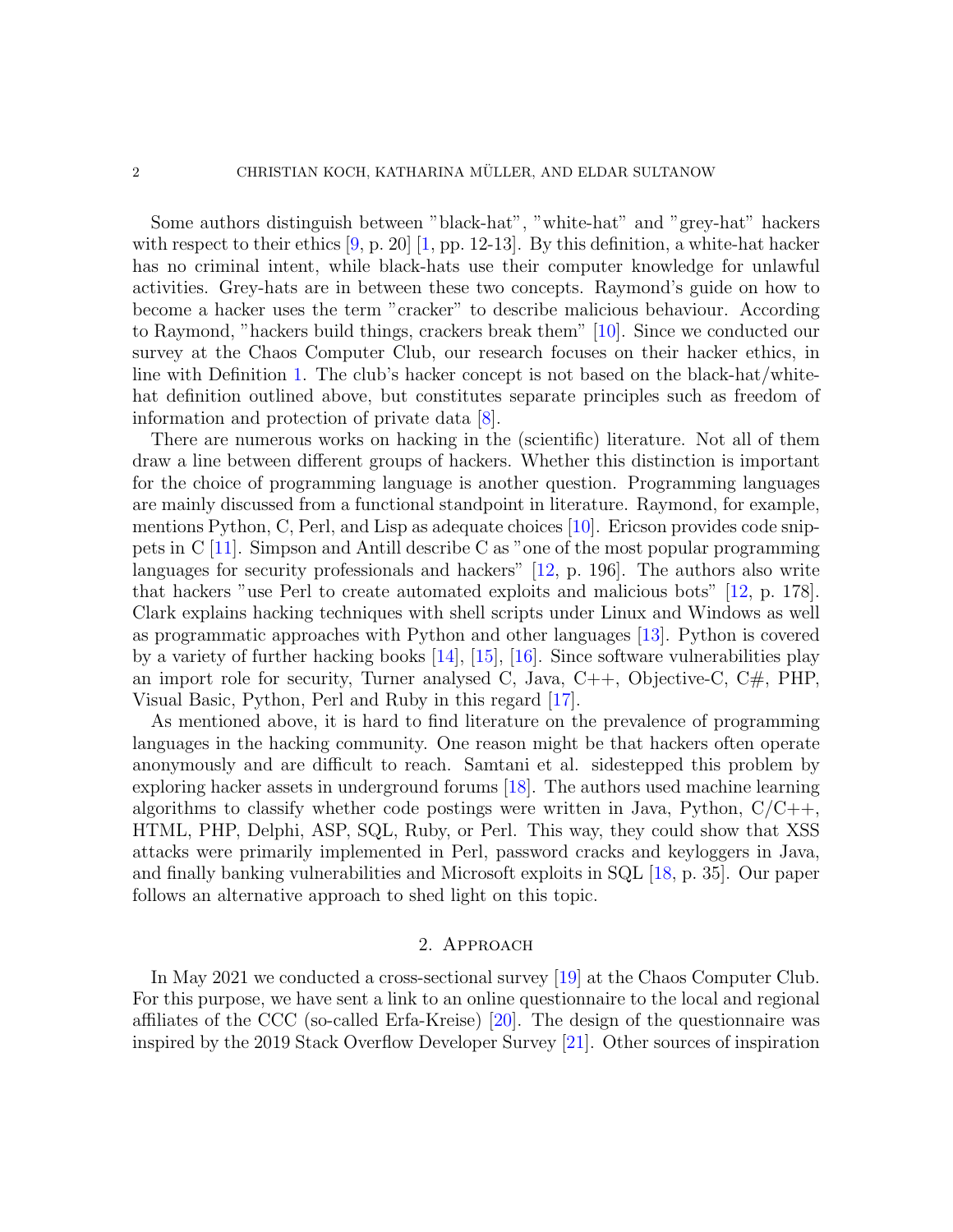Some authors distinguish between "black-hat", "white-hat" and "grey-hat" hackers with respect to their ethics [9, p. 20] [1, pp. 12-13]. By this definition, a white-hat hacker has no criminal intent, while black-hats use their computer knowledge for unlawful activities. Grey-hats are in between these two concepts. Raymond's guide on how to become a hacker uses the term "cracker" to describe malicious behaviour. According to Raymond, "hackers build things, crackers break them" [10]. Since we conducted our survey at the Chaos Computer Club, our research focuses on their hacker ethics, in line with Definition 1. The club's hacker concept is not based on the black-hat/white-hat definition outlined above, but constitutes separate principles such as freedom of information and protection of private data [8].

There are numerous works on hacking in the (scientific) literature. Not all of them draw a line between different groups of hackers. Whether this distinction is important for the choice of programming language is another question. Programming languages are mainly discussed from a functional standpoint in literature. Raymond, for example, mentions Python, C, Perl, and Lisp as adequate choices [10]. Ericson provides code snippets in C [11]. Simpson and Antill describe C as "one of the most popular programming languages for security professionals and hackers" [12, p. 196]. The authors also write that hackers "use Perl to create automated exploits and malicious bots" [12, p. 178]. Clark explains hacking techniques with shell scripts under Linux and Windows as well as programmatic approaches with Python and other languages [13]. Python is covered by a variety of further hacking books [14], [15], [16]. Since software vulnerabilities play an import role for security, Turner analysed C, Java, C++, Objective-C, C#, PHP, Visual Basic, Python, Perl and Ruby in this regard [17].

As mentioned above, it is hard to find literature on the prevalence of programming languages in the hacking community. One reason might be that hackers often operate anonymously and are difficult to reach. Samtani et al. sidestepped this problem by exploring hacker assets in underground forums [18]. The authors used machine learning algorithms to classify whether code postings were written in Java, Python, C/C++, HTML, PHP, Delphi, ASP, SQL, Ruby, or Perl. This way, they could show that XSS attacks were primarily implemented in Perl, password cracks and keyloggers in Java, and finally banking vulnerabilities and Microsoft exploits in SQL [18, p. 35]. Our paper follows an alternative approach to shed light on this topic.

## 2. Approach

In May 2021 we conducted a cross-sectional survey [19] at the Chaos Computer Club. For this purpose, we have sent a link to an online questionnaire to the local and regional affiliates of the CCC (so-called Erfa-Kreise) [20]. The design of the questionnaire was inspired by the 2019 Stack Overflow Developer Survey [21]. Other sources of inspiration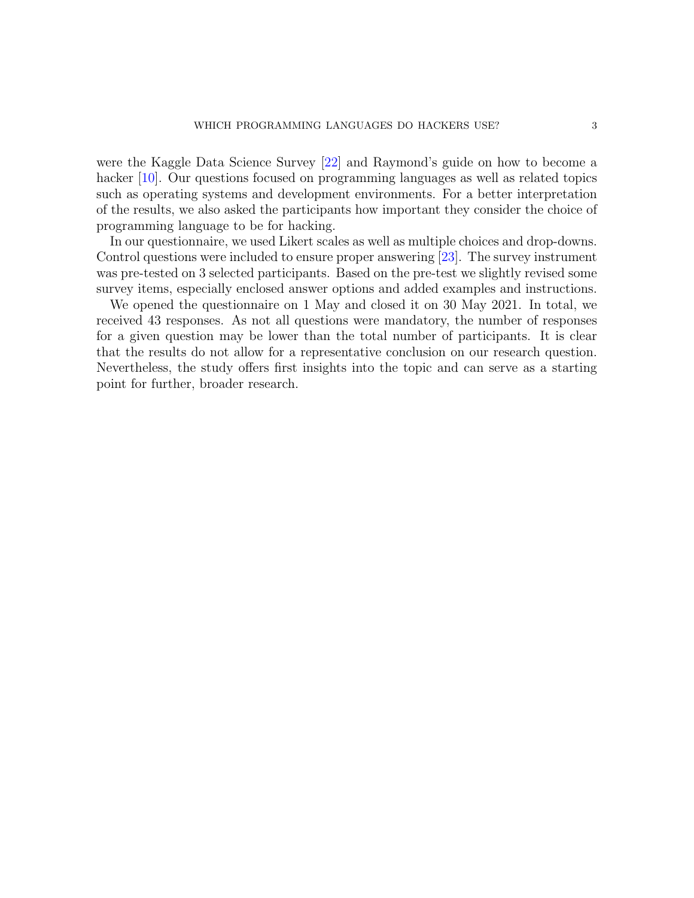were the Kaggle Data Science Survey [22] and Raymond's guide on how to become a hacker [10]. Our questions focused on programming languages as well as related topics such as operating systems and development environments. For a better interpretation of the results, we also asked the participants how important they consider the choice of programming language to be for hacking.

In our questionnaire, we used Likert scales as well as multiple choices and drop-downs. Control questions were included to ensure proper answering [23]. The survey instrument was pre-tested on 3 selected participants. Based on the pre-test we slightly revised some survey items, especially enclosed answer options and added examples and instructions.

We opened the questionnaire on 1 May and closed it on 30 May 2021. In total, we received 43 responses. As not all questions were mandatory, the number of responses for a given question may be lower than the total number of participants. It is clear that the results do not allow for a representative conclusion on our research question. Nevertheless, the study offers first insights into the topic and can serve as a starting point for further, broader research.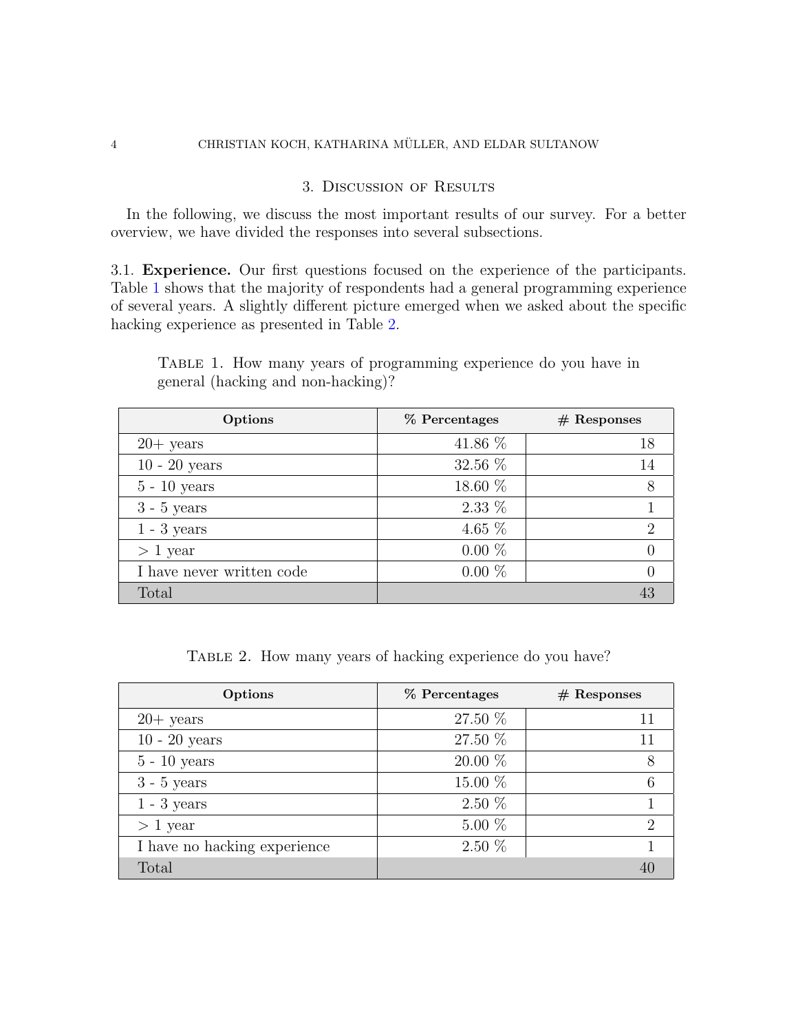## 3. Discussion of Results

In the following, we discuss the most important results of our survey. For a better overview, we have divided the responses into several subsections.

### 3.1. Experience.

Our first questions focused on the experience of the participants. Table 1 shows that the majority of respondents had a general programming experience of several years. A slightly different picture emerged when we asked about the specific hacking experience as presented in Table 2.

Table 1. How many years of programming experience do you have in general (hacking and non-hacking)?

| Options | % Percentages | # Responses |
|---|---|---|
| 20+ years | 41.86 % | 18 |
| 10 - 20 years | 32.56 % | 14 |
| 5 - 10 years | 18.60 % | 8 |
| 3 - 5 years | 2.33 % | 1 |
| 1 - 3 years | 4.65 % | 2 |
| > 1 year | 0.00 % | 0 |
| I have never written code | 0.00 % | 0 |
| Total | | 43 |

Table 2. How many years of hacking experience do you have?

| Options | % Percentages | # Responses |
|---|---|---|
| 20+ years | 27.50 % | 11 |
| 10 - 20 years | 27.50 % | 11 |
| 5 - 10 years | 20.00 % | 8 |
| 3 - 5 years | 15.00 % | 6 |
| 1 - 3 years | 2.50 % | 1 |
| > 1 year | 5.00 % | 2 |
| I have no hacking experience | 2.50 % | 1 |
| Total | | 40 |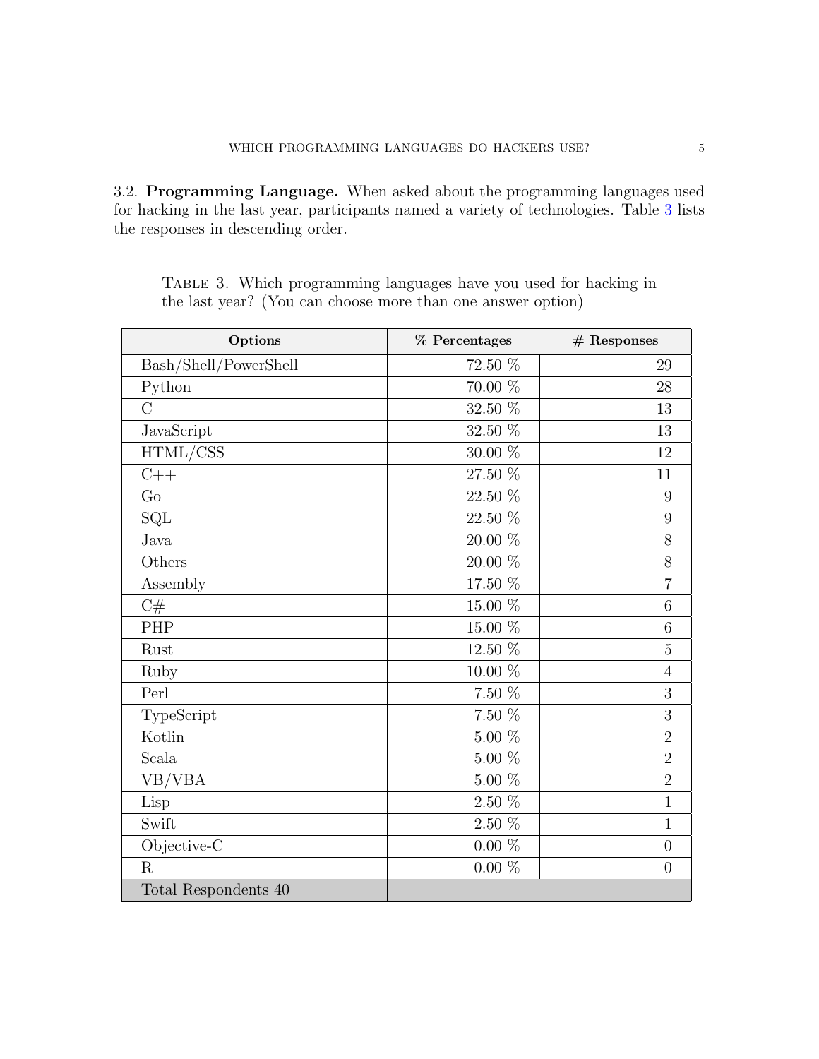3.2. **Programming Language.** When asked about the programming languages used for hacking in the last year, participants named a variety of technologies. Table 3 lists the responses in descending order.

TABLE 3. Which programming languages have you used for hacking in the last year? (You can choose more than one answer option)

| Options | % Percentages | # Responses |
|---|---|---|
| Bash/Shell/PowerShell | 72.50 % | 29 |
| Python | 70.00 % | 28 |
| C | 32.50 % | 13 |
| JavaScript | 32.50 % | 13 |
| HTML/CSS | 30.00 % | 12 |
| C++ | 27.50 % | 11 |
| Go | 22.50 % | 9 |
| SQL | 22.50 % | 9 |
| Java | 20.00 % | 8 |
| Others | 20.00 % | 8 |
| Assembly | 17.50 % | 7 |
| C# | 15.00 % | 6 |
| PHP | 15.00 % | 6 |
| Rust | 12.50 % | 5 |
| Ruby | 10.00 % | 4 |
| Perl | 7.50 % | 3 |
| TypeScript | 7.50 % | 3 |
| Kotlin | 5.00 % | 2 |
| Scala | 5.00 % | 2 |
| VB/VBA | 5.00 % | 2 |
| Lisp | 2.50 % | 1 |
| Swift | 2.50 % | 1 |
| Objective-C | 0.00 % | 0 |
| R | 0.00 % | 0 |
| Total Respondents 40 | | |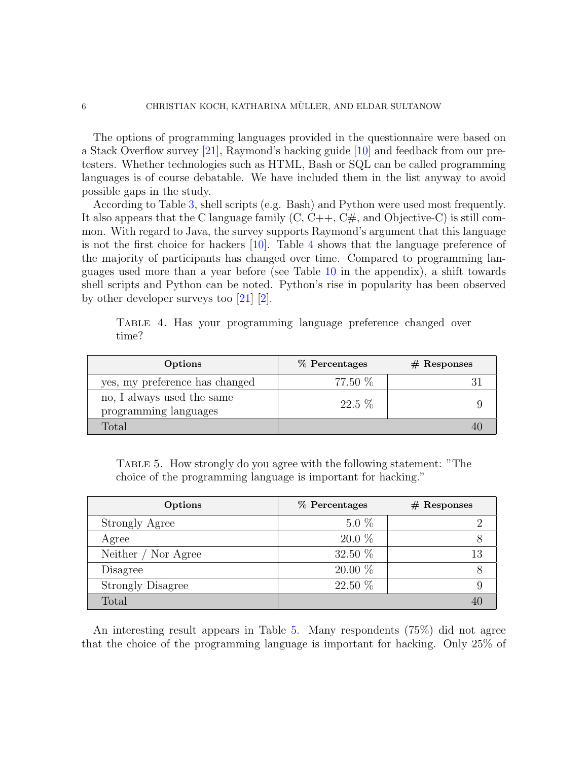The options of programming languages provided in the questionnaire were based on a Stack Overflow survey [21], Raymond's hacking guide [10] and feedback from our pretesters. Whether technologies such as HTML, Bash or SQL can be called programming languages is of course debatable. We have included them in the list anyway to avoid possible gaps in the study.

According to Table 3, shell scripts (e.g. Bash) and Python were used most frequently. It also appears that the C language family (C, C++, C#, and Objective-C) is still common. With regard to Java, the survey supports Raymond's argument that this language is not the first choice for hackers [10]. Table 4 shows that the language preference of the majority of participants has changed over time. Compared to programming languages used more than a year before (see Table 10 in the appendix), a shift towards shell scripts and Python can be noted. Python's rise in popularity has been observed by other developer surveys too [21] [2].

Table 4. Has your programming language preference changed over time?

| Options | % Percentages | # Responses |
|---|---|---|
| yes, my preference has changed | 77.50 % | 31 |
| no, I always used the same programming languages | 22.5 % | 9 |
| Total | | 40 |

Table 5. How strongly do you agree with the following statement: "The choice of the programming language is important for hacking."

| Options | % Percentages | # Responses |
|---|---|---|
| Strongly Agree | 5.0 % | 2 |
| Agree | 20.0 % | 8 |
| Neither / Nor Agree | 32.50 % | 13 |
| Disagree | 20.00 % | 8 |
| Strongly Disagree | 22.50 % | 9 |
| Total | | 40 |

An interesting result appears in Table 5. Many respondents (75%) did not agree that the choice of the programming language is important for hacking. Only 25% of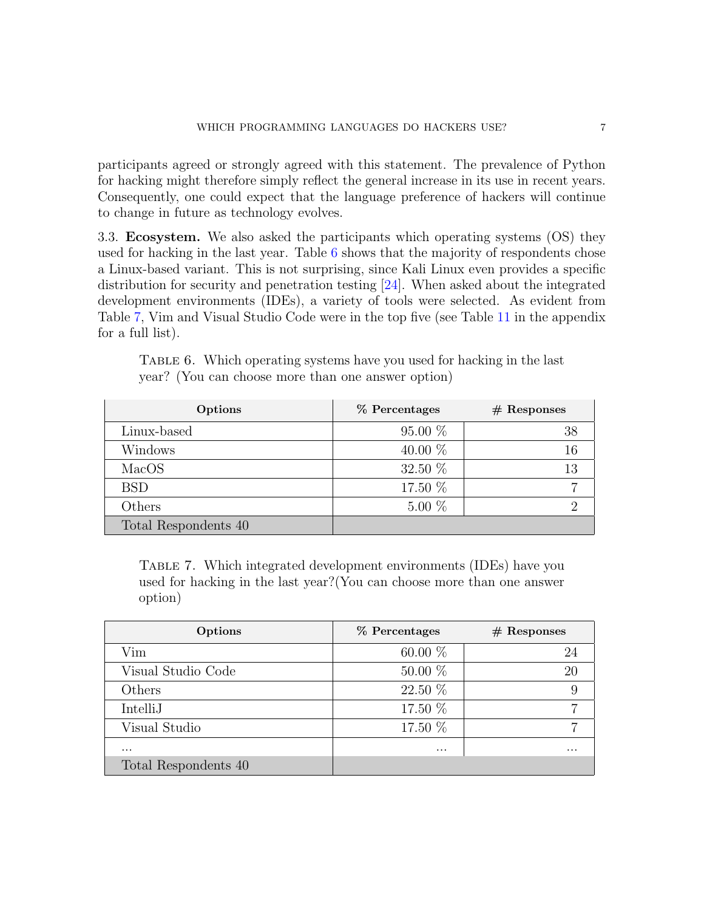participants agreed or strongly agreed with this statement. The prevalence of Python for hacking might therefore simply reflect the general increase in its use in recent years. Consequently, one could expect that the language preference of hackers will continue to change in future as technology evolves.

3.3. **Ecosystem.** We also asked the participants which operating systems (OS) they used for hacking in the last year. Table 6 shows that the majority of respondents chose a Linux-based variant. This is not surprising, since Kali Linux even provides a specific distribution for security and penetration testing [24]. When asked about the integrated development environments (IDEs), a variety of tools were selected. As evident from Table 7, Vim and Visual Studio Code were in the top five (see Table 11 in the appendix for a full list).

TABLE 6. Which operating systems have you used for hacking in the last year? (You can choose more than one answer option)

| Options | % Percentages | # Responses |
|---|---|---|
| Linux-based | 95.00 % | 38 |
| Windows | 40.00 % | 16 |
| MacOS | 32.50 % | 13 |
| BSD | 17.50 % | 7 |
| Others | 5.00 % | 2 |
| Total Respondents 40 | | |

TABLE 7. Which integrated development environments (IDEs) have you used for hacking in the last year?(You can choose more than one answer option)

| Options | % Percentages | # Responses |
|---|---|---|
| Vim | 60.00 % | 24 |
| Visual Studio Code | 50.00 % | 20 |
| Others | 22.50 % | 9 |
| IntelliJ | 17.50 % | 7 |
| Visual Studio | 17.50 % | 7 |
| ... | ... | ... |
| Total Respondents 40 | | |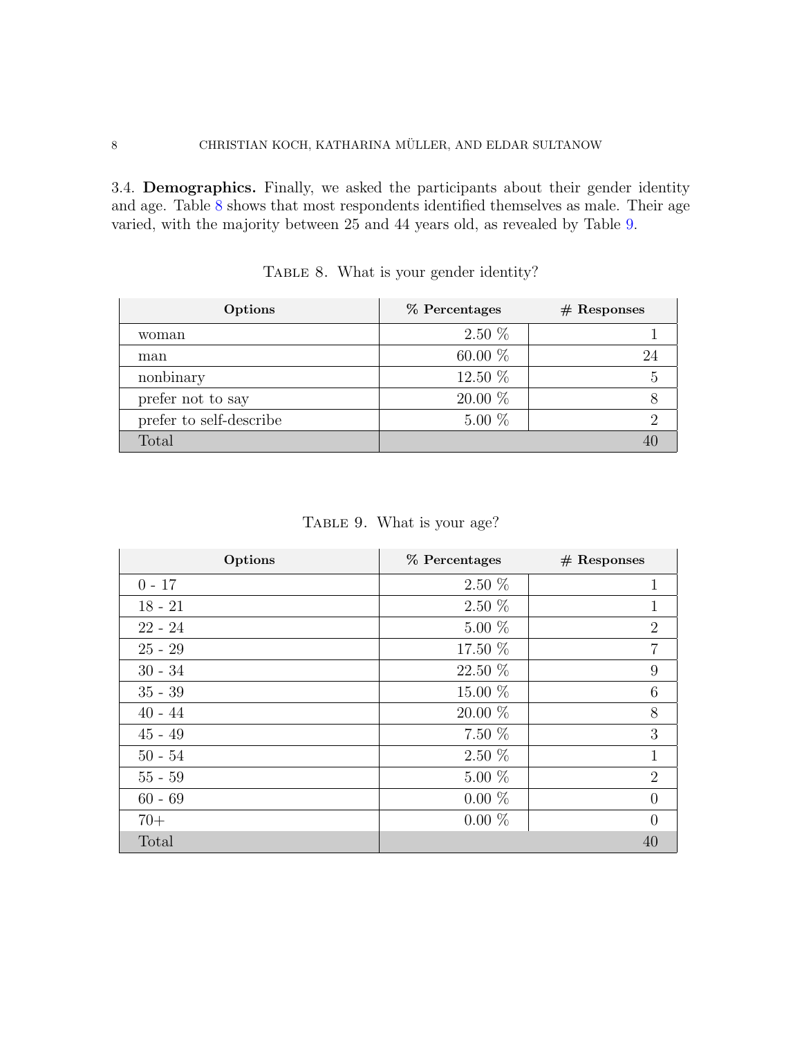3.4. **Demographics.** Finally, we asked the participants about their gender identity and age. Table 8 shows that most respondents identified themselves as male. Their age varied, with the majority between 25 and 44 years old, as revealed by Table 9.

TABLE 8. What is your gender identity?

| Options | % Percentages | # Responses |
|---|---:|---:|
| woman | 2.50 % | 1 |
| man | 60.00 % | 24 |
| nonbinary | 12.50 % | 5 |
| prefer not to say | 20.00 % | 8 |
| prefer to self-describe | 5.00 % | 2 |
| Total | | 40 |

TABLE 9. What is your age?

| Options | % Percentages | # Responses |
|---|---:|---:|
| 0 - 17 | 2.50 % | 1 |
| 18 - 21 | 2.50 % | 1 |
| 22 - 24 | 5.00 % | 2 |
| 25 - 29 | 17.50 % | 7 |
| 30 - 34 | 22.50 % | 9 |
| 35 - 39 | 15.00 % | 6 |
| 40 - 44 | 20.00 % | 8 |
| 45 - 49 | 7.50 % | 3 |
| 50 - 54 | 2.50 % | 1 |
| 55 - 59 | 5.00 % | 2 |
| 60 - 69 | 0.00 % | 0 |
| 70+ | 0.00 % | 0 |
| Total | | 40 |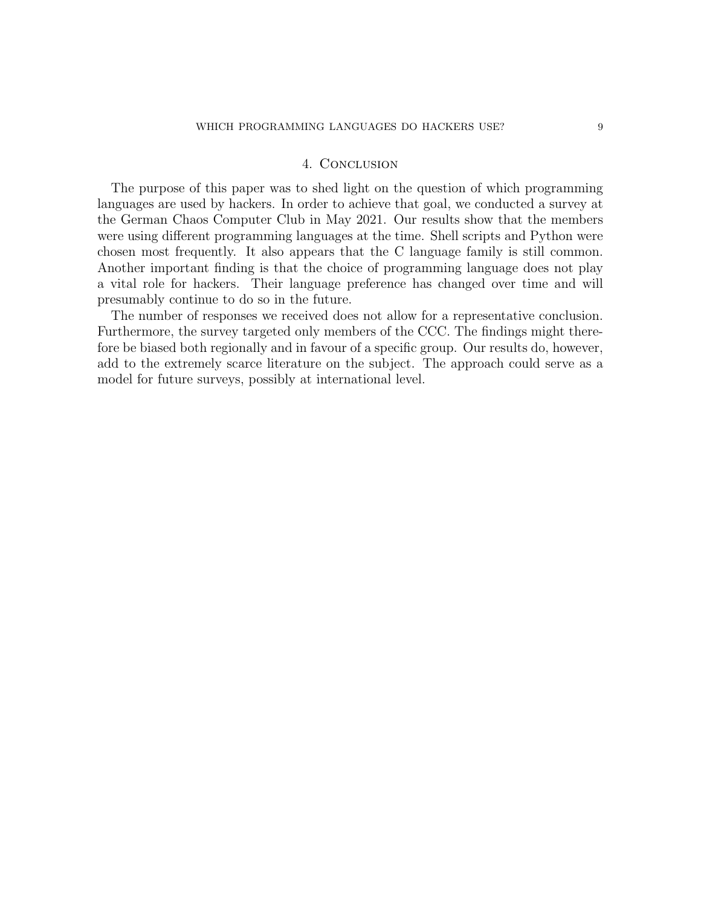## 4. Conclusion

The purpose of this paper was to shed light on the question of which programming languages are used by hackers. In order to achieve that goal, we conducted a survey at the German Chaos Computer Club in May 2021. Our results show that the members were using different programming languages at the time. Shell scripts and Python were chosen most frequently. It also appears that the C language family is still common. Another important finding is that the choice of programming language does not play a vital role for hackers. Their language preference has changed over time and will presumably continue to do so in the future.

The number of responses we received does not allow for a representative conclusion. Furthermore, the survey targeted only members of the CCC. The findings might therefore be biased both regionally and in favour of a specific group. Our results do, however, add to the extremely scarce literature on the subject. The approach could serve as a model for future surveys, possibly at international level.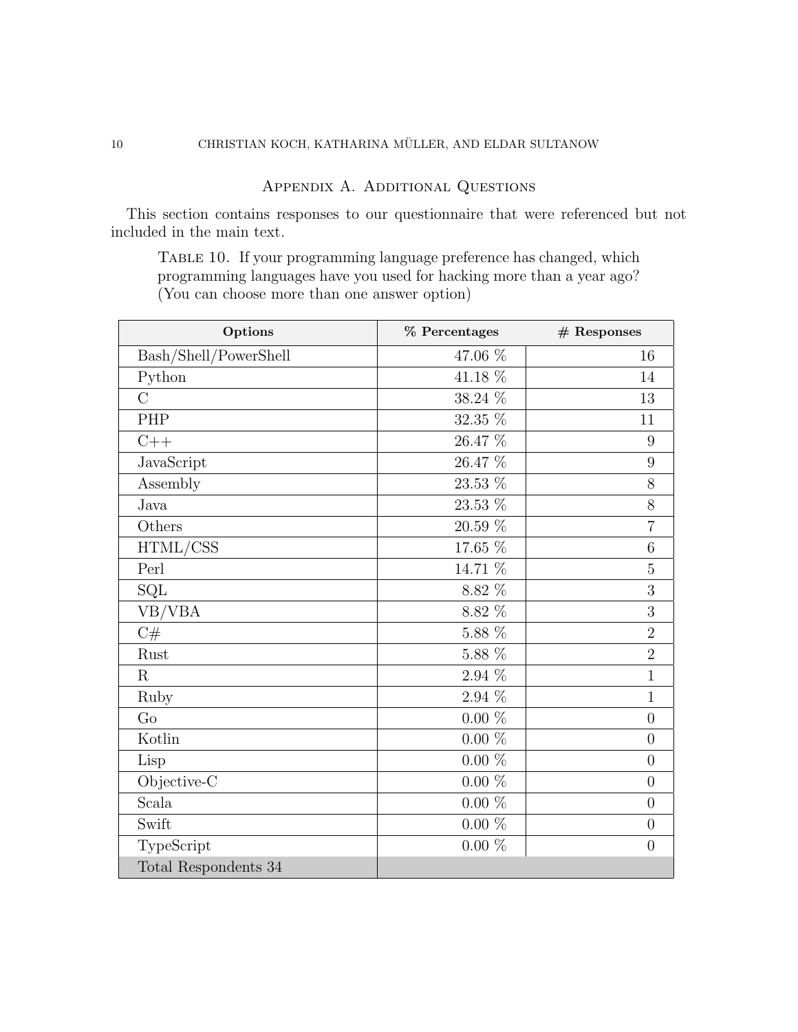## Appendix A. Additional Questions

This section contains responses to our questionnaire that were referenced but not included in the main text.

Table 10. If your programming language preference has changed, which programming languages have you used for hacking more than a year ago? (You can choose more than one answer option)

| Options | % Percentages | # Responses |
|---|---|---|
| Bash/Shell/PowerShell | 47.06 % | 16 |
| Python | 41.18 % | 14 |
| C | 38.24 % | 13 |
| PHP | 32.35 % | 11 |
| C++ | 26.47 % | 9 |
| JavaScript | 26.47 % | 9 |
| Assembly | 23.53 % | 8 |
| Java | 23.53 % | 8 |
| Others | 20.59 % | 7 |
| HTML/CSS | 17.65 % | 6 |
| Perl | 14.71 % | 5 |
| SQL | 8.82 % | 3 |
| VB/VBA | 8.82 % | 3 |
| C# | 5.88 % | 2 |
| Rust | 5.88 % | 2 |
| R | 2.94 % | 1 |
| Ruby | 2.94 % | 1 |
| Go | 0.00 % | 0 |
| Kotlin | 0.00 % | 0 |
| Lisp | 0.00 % | 0 |
| Objective-C | 0.00 % | 0 |
| Scala | 0.00 % | 0 |
| Swift | 0.00 % | 0 |
| TypeScript | 0.00 % | 0 |
| Total Respondents 34 | | |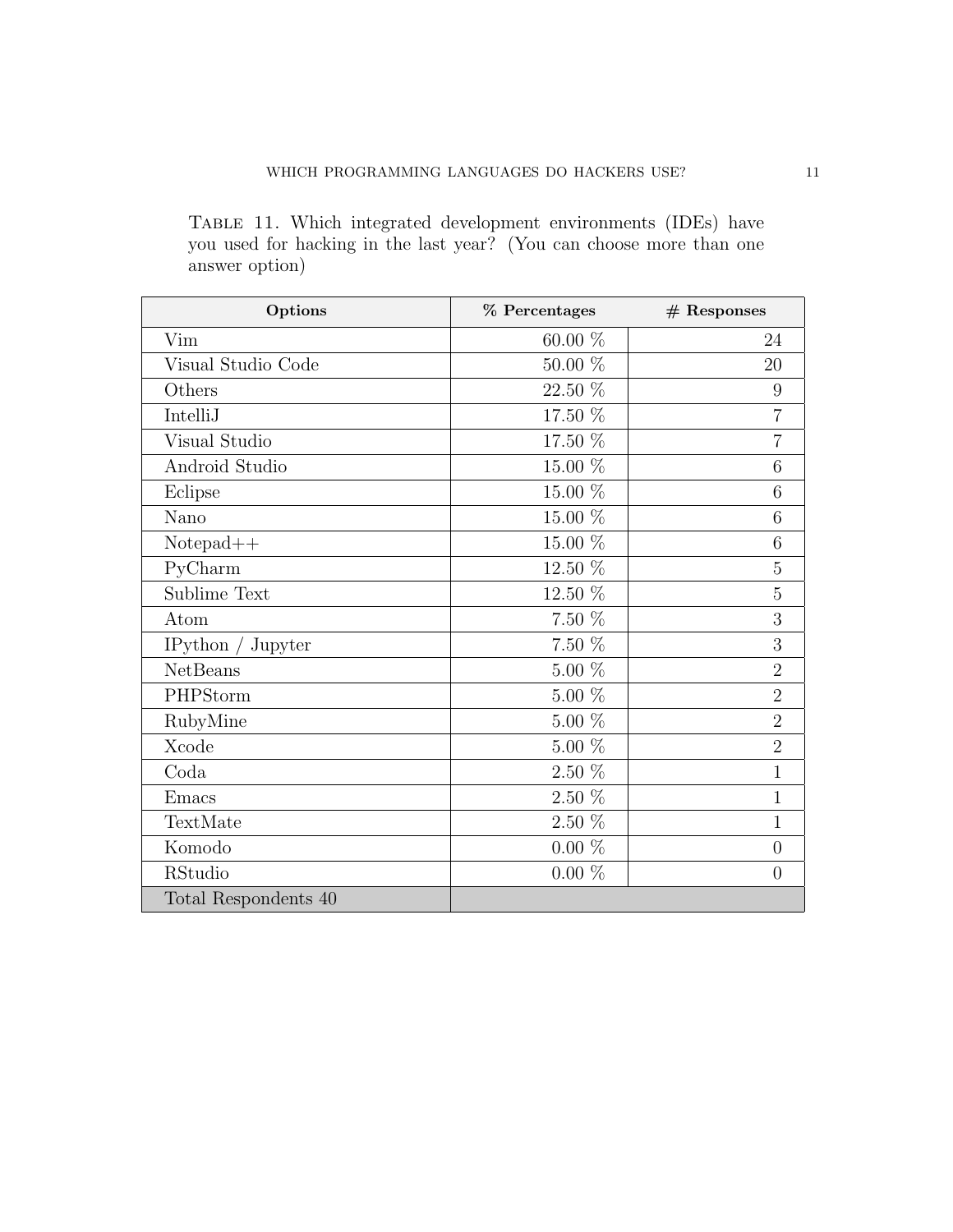TABLE 11. Which integrated development environments (IDEs) have you used for hacking in the last year? (You can choose more than one answer option)

| Options | % Percentages | # Responses |
|---|---|---|
| Vim | 60.00 % | 24 |
| Visual Studio Code | 50.00 % | 20 |
| Others | 22.50 % | 9 |
| IntelliJ | 17.50 % | 7 |
| Visual Studio | 17.50 % | 7 |
| Android Studio | 15.00 % | 6 |
| Eclipse | 15.00 % | 6 |
| Nano | 15.00 % | 6 |
| Notepad++ | 15.00 % | 6 |
| PyCharm | 12.50 % | 5 |
| Sublime Text | 12.50 % | 5 |
| Atom | 7.50 % | 3 |
| IPython / Jupyter | 7.50 % | 3 |
| NetBeans | 5.00 % | 2 |
| PHPStorm | 5.00 % | 2 |
| RubyMine | 5.00 % | 2 |
| Xcode | 5.00 % | 2 |
| Coda | 2.50 % | 1 |
| Emacs | 2.50 % | 1 |
| TextMate | 2.50 % | 1 |
| Komodo | 0.00 % | 0 |
| RStudio | 0.00 % | 0 |
| Total Respondents 40 | | |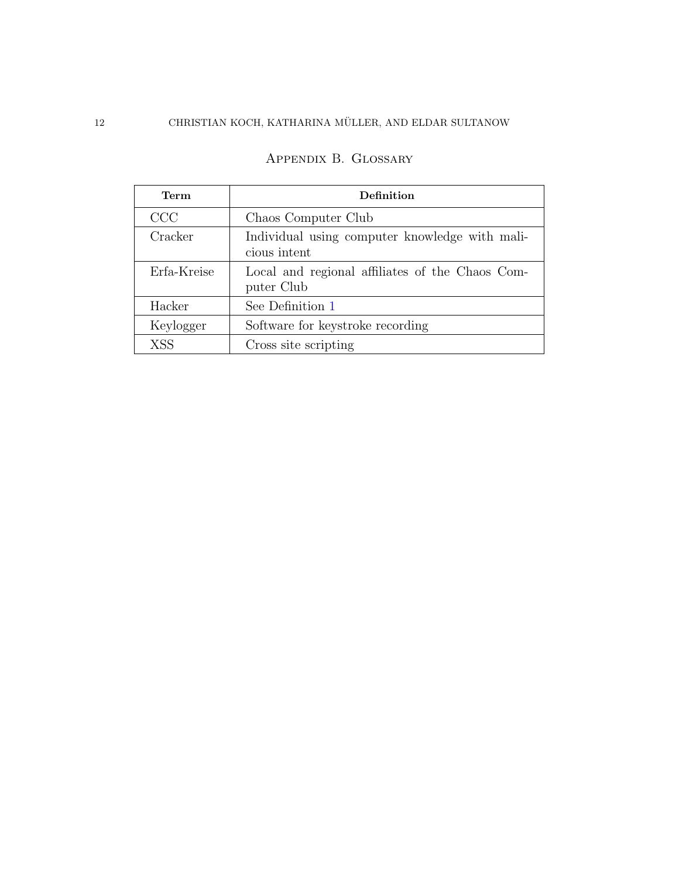## Appendix B. Glossary

| **Term** | **Definition** |
|---|---|
| CCC | Chaos Computer Club |
| Cracker | Individual using computer knowledge with malicious intent |
| Erfa-Kreise | Local and regional affiliates of the Chaos Computer Club |
| Hacker | See Definition 1 |
| Keylogger | Software for keystroke recording |
| XSS | Cross site scripting |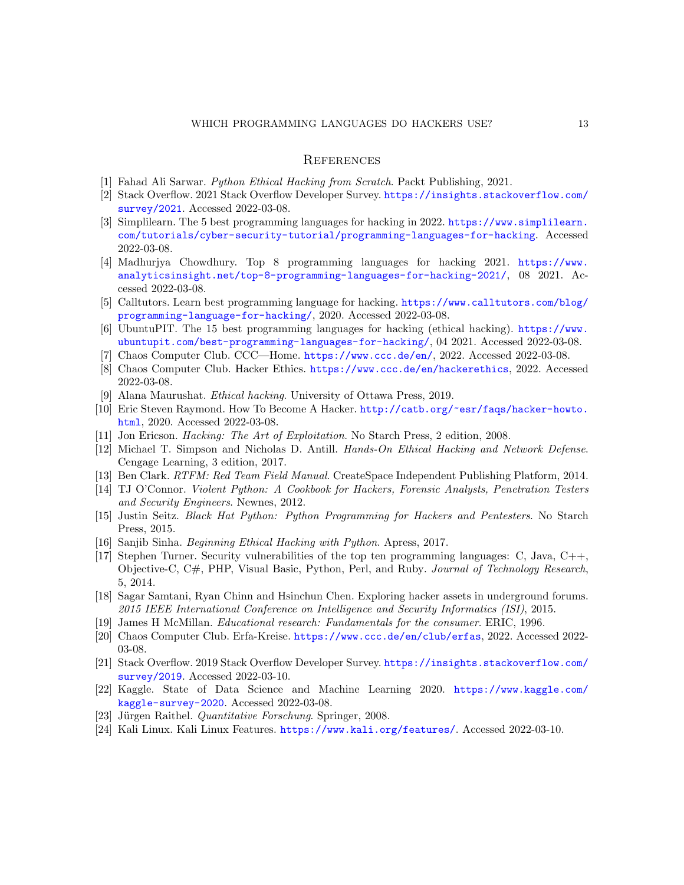## References

[1] Fahad Ali Sarwar. *Python Ethical Hacking from Scratch*. Packt Publishing, 2021.

[2] Stack Overflow. 2021 Stack Overflow Developer Survey. https://insights.stackoverflow.com/survey/2021. Accessed 2022-03-08.

[3] Simplilearn. The 5 best programming languages for hacking in 2022. https://www.simplilearn.com/tutorials/cyber-security-tutorial/programming-languages-for-hacking. Accessed 2022-03-08.

[4] Madhurjya Chowdhury. Top 8 programming languages for hacking 2021. https://www.analyticsinsight.net/top-8-programming-languages-for-hacking-2021/, 08 2021. Accessed 2022-03-08.

[5] Calltutors. Learn best programming language for hacking. https://www.calltutors.com/blog/programming-language-for-hacking/, 2020. Accessed 2022-03-08.

[6] UbuntuPIT. The 15 best programming languages for hacking (ethical hacking). https://www.ubuntupit.com/best-programming-languages-for-hacking/, 04 2021. Accessed 2022-03-08.

[7] Chaos Computer Club. CCC—Home. https://www.ccc.de/en/, 2022. Accessed 2022-03-08.

[8] Chaos Computer Club. Hacker Ethics. https://www.ccc.de/en/hackerethics, 2022. Accessed 2022-03-08.

[9] Alana Maurushat. *Ethical hacking*. University of Ottawa Press, 2019.

[10] Eric Steven Raymond. How To Become A Hacker. http://catb.org/~esr/faqs/hacker-howto.html, 2020. Accessed 2022-03-08.

[11] Jon Ericson. *Hacking: The Art of Exploitation*. No Starch Press, 2 edition, 2008.

[12] Michael T. Simpson and Nicholas D. Antill. *Hands-On Ethical Hacking and Network Defense*. Cengage Learning, 3 edition, 2017.

[13] Ben Clark. *RTFM: Red Team Field Manual*. CreateSpace Independent Publishing Platform, 2014.

[14] TJ O'Connor. *Violent Python: A Cookbook for Hackers, Forensic Analysts, Penetration Testers and Security Engineers*. Newnes, 2012.

[15] Justin Seitz. *Black Hat Python: Python Programming for Hackers and Pentesters*. No Starch Press, 2015.

[16] Sanjib Sinha. *Beginning Ethical Hacking with Python*. Apress, 2017.

[17] Stephen Turner. Security vulnerabilities of the top ten programming languages: C, Java, C++, Objective-C, C#, PHP, Visual Basic, Python, Perl, and Ruby. *Journal of Technology Research*, 5, 2014.

[18] Sagar Samtani, Ryan Chinn and Hsinchun Chen. Exploring hacker assets in underground forums. *2015 IEEE International Conference on Intelligence and Security Informatics (ISI)*, 2015.

[19] James H McMillan. *Educational research: Fundamentals for the consumer*. ERIC, 1996.

[20] Chaos Computer Club. Erfa-Kreise. https://www.ccc.de/en/club/erfas, 2022. Accessed 2022-03-08.

[21] Stack Overflow. 2019 Stack Overflow Developer Survey. https://insights.stackoverflow.com/survey/2019. Accessed 2022-03-10.

[22] Kaggle. State of Data Science and Machine Learning 2020. https://www.kaggle.com/kaggle-survey-2020. Accessed 2022-03-08.

[23] Jürgen Raithel. *Quantitative Forschung*. Springer, 2008.

[24] Kali Linux. Kali Linux Features. https://www.kali.org/features/. Accessed 2022-03-10.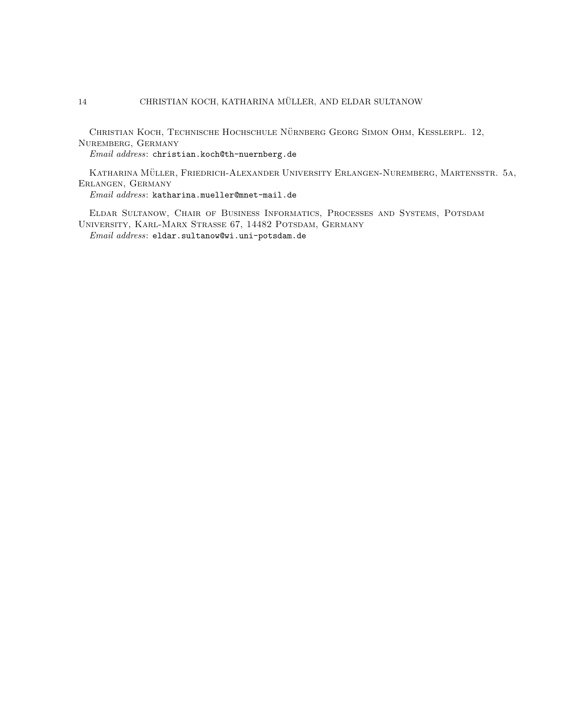Christian Koch, Technische Hochschule Nürnberg Georg Simon Ohm, Kesslerpl. 12, Nuremberg, Germany

*Email address*: christian.koch@th-nuernberg.de

Katharina Müller, Friedrich-Alexander University Erlangen-Nuremberg, Martensstr. 5a, Erlangen, Germany

*Email address*: katharina.mueller@mnet-mail.de

Eldar Sultanow, Chair of Business Informatics, Processes and Systems, Potsdam University, Karl-Marx Strasse 67, 14482 Potsdam, Germany

*Email address*: eldar.sultanow@wi.uni-potsdam.de